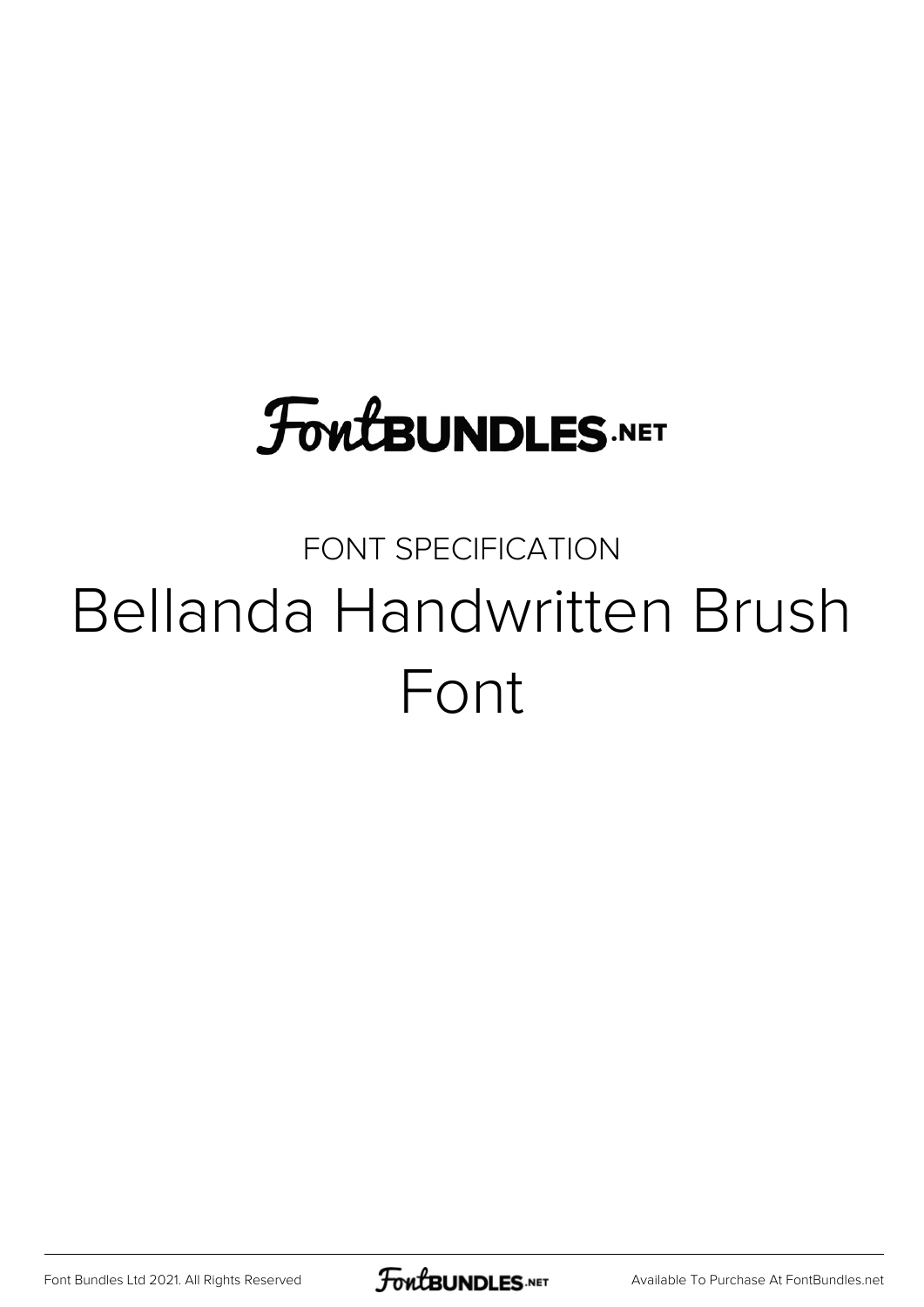FontBUNDLES.NET

FONT SPECIFICATION

# Bellanda Handwritten Brush Font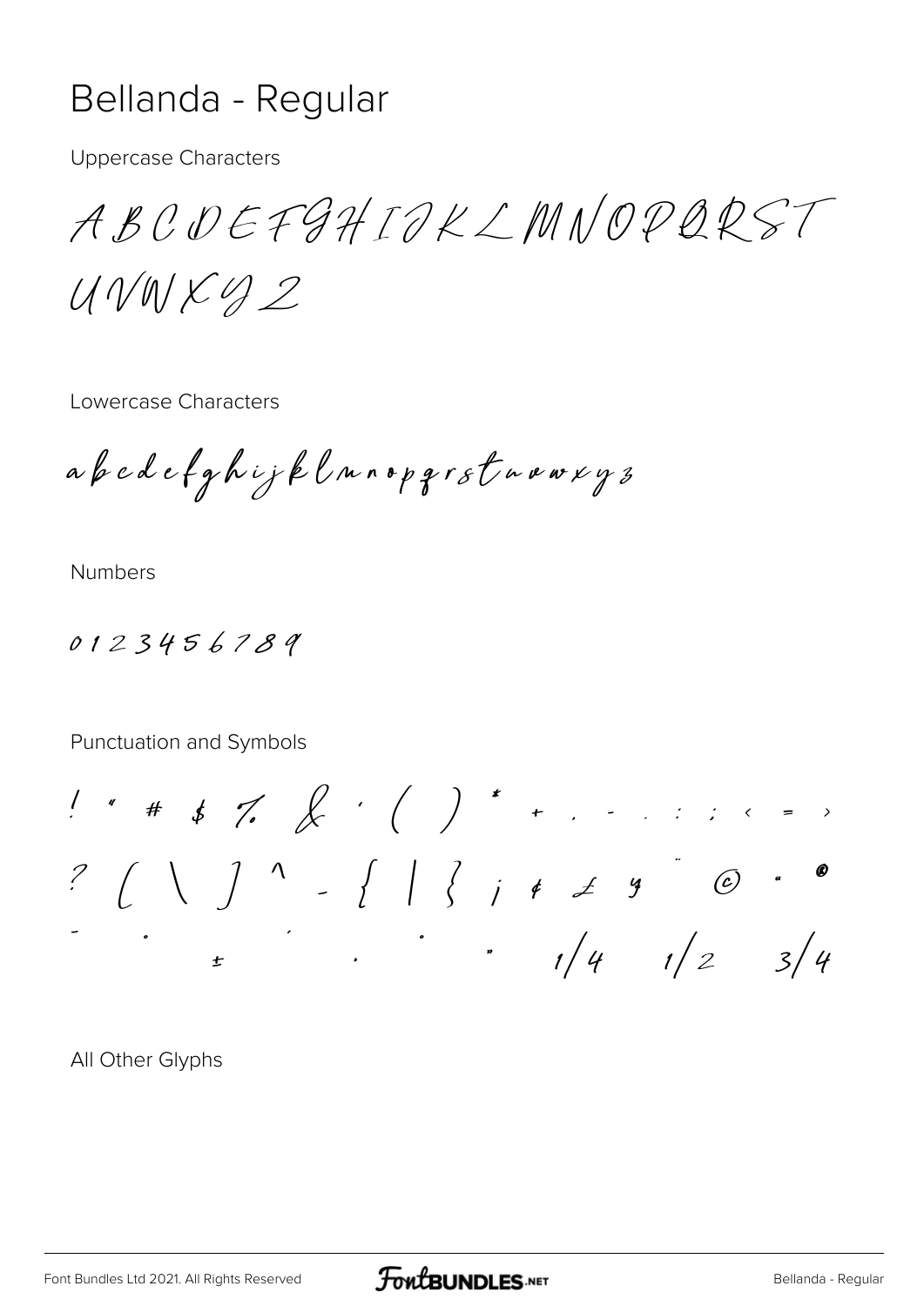# Bellanda - Regular

Uppercase Characters

ABCDEFGHIJKLMNOPQRST
UVWXYZ

Lowercase Characters

abcdefghijklmnopqrstuvwxyz

Numbers

0123456789

Punctuation and Symbols

! " # $ % & ' ( ) * + , - . : ; < = >
? [ \ ] ^ _ { | } ¡ ¢ £ ¥ ¨ © « ®
¯ ° ± ´ · º » 1/4 1/2 3/4

All Other Glyphs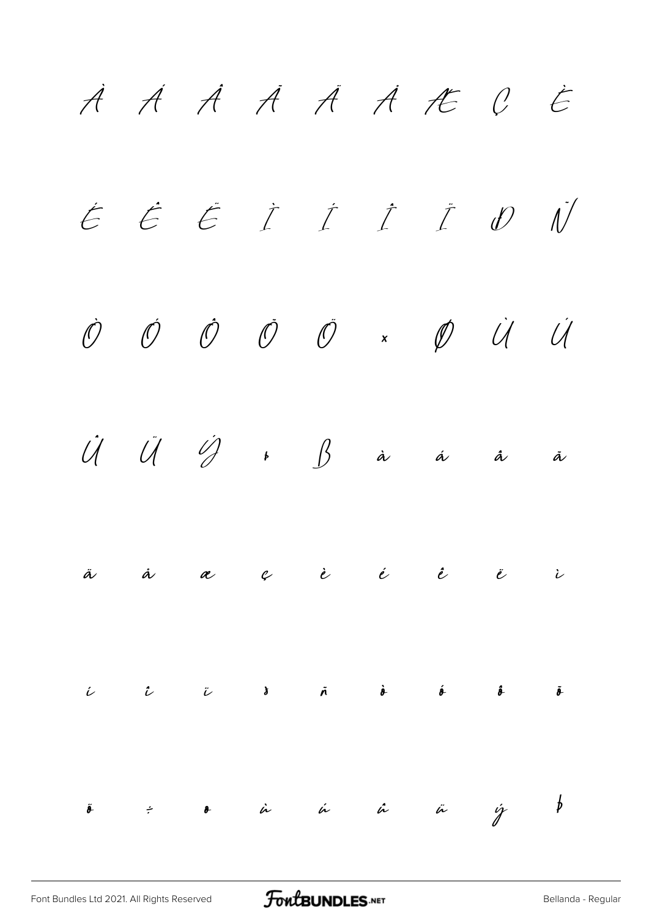À Á Â Ã Ä Å Æ Ç È

É Ê Ë Ì Í Î Ï Ð Ñ

Ò Ó Ô Õ Ö × Ø Ù Ú

Û Ü Ý Þ ß à á â ã

ä å æ ç è é ê ë ì

í î ï ð ñ ò ó ô õ

ö ÷ ø ù ú û ü ý þ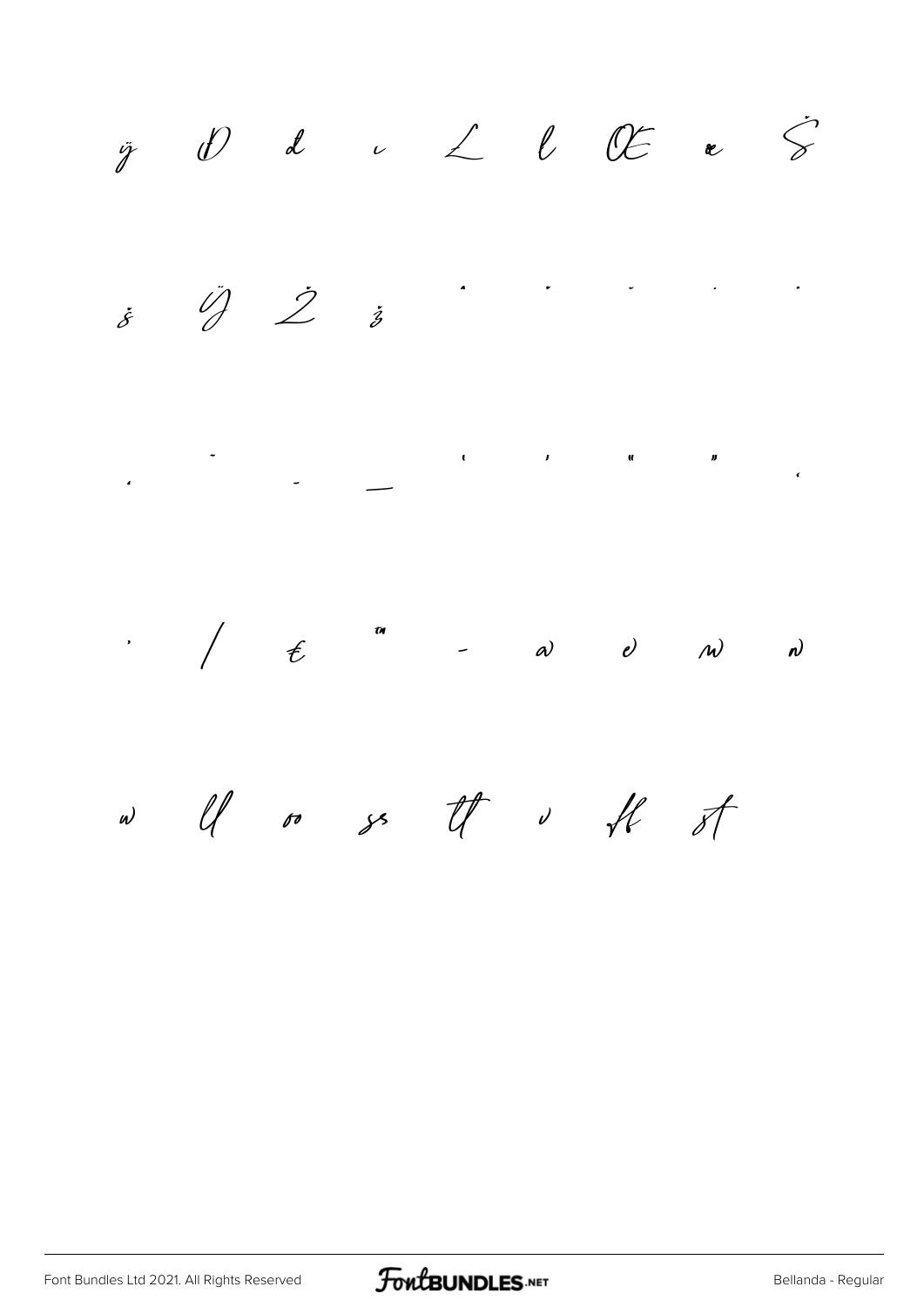ÿ Đ đ ı Ł ł Œ œ Š

š Ÿ Ž ž ˆ ˇ ˘ ˙ ˚

˛ ˜ – — ' ' " " ‚

„ / € ™ - a) e) m) n)

w) ll oo ss tt v) fl st